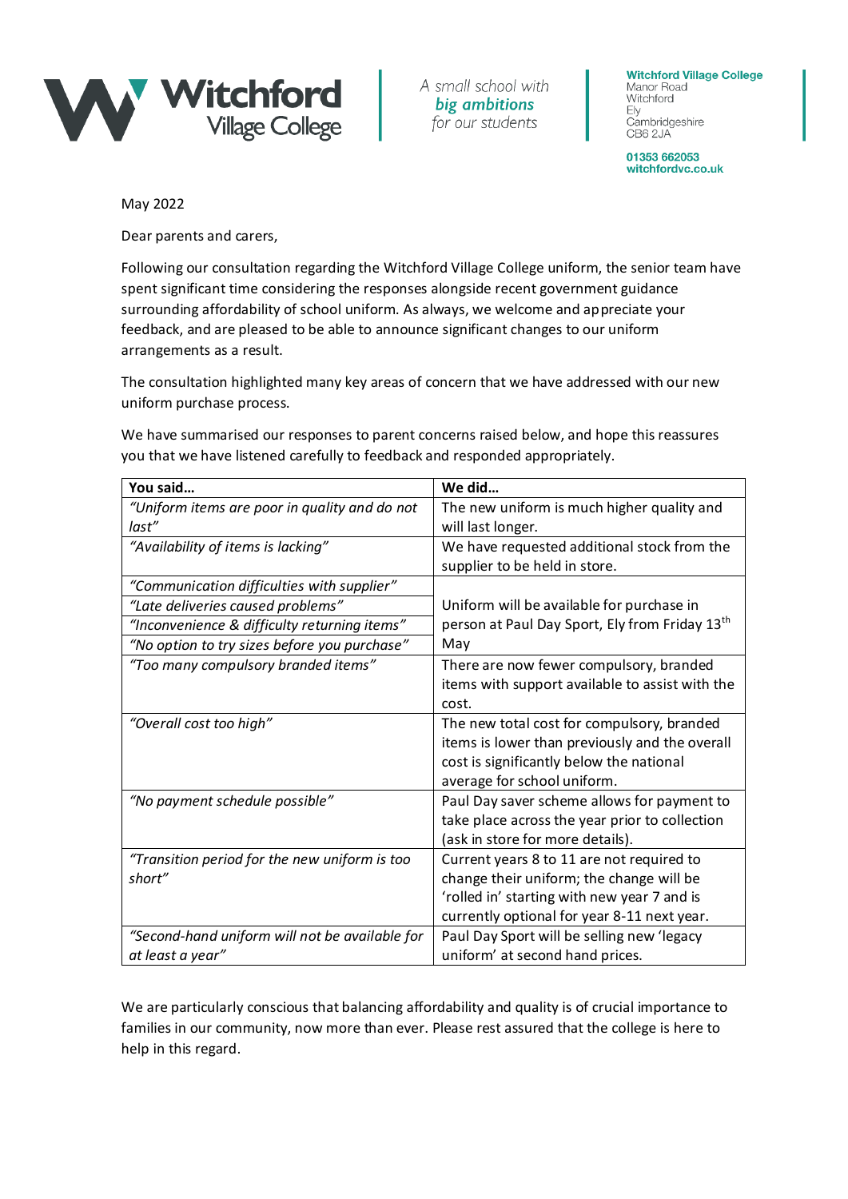Witchford Village College

A small school with **big ambitions** for our students

**Witchford Village College**
Manor Road
Witchford
Ely
Cambridgeshire
CB6 2JA

**01353 662053**
**witchfordvc.co.uk**

May 2022

Dear parents and carers,

Following our consultation regarding the Witchford Village College uniform, the senior team have spent significant time considering the responses alongside recent government guidance surrounding affordability of school uniform. As always, we welcome and appreciate your feedback, and are pleased to be able to announce significant changes to our uniform arrangements as a result.

The consultation highlighted many key areas of concern that we have addressed with our new uniform purchase process.

We have summarised our responses to parent concerns raised below, and hope this reassures you that we have listened carefully to feedback and responded appropriately.

| **You said…** | **We did…** |
|---|---|
| *"Uniform items are poor in quality and do not last"* | The new uniform is much higher quality and will last longer. |
| *"Availability of items is lacking"* | We have requested additional stock from the supplier to be held in store. |
| *"Communication difficulties with supplier"*<br>*"Late deliveries caused problems"*<br>*"Inconvenience & difficulty returning items"*<br>*"No option to try sizes before you purchase"* | Uniform will be available for purchase in person at Paul Day Sport, Ely from Friday 13th May |
| *"Too many compulsory branded items"* | There are now fewer compulsory, branded items with support available to assist with the cost. |
| *"Overall cost too high"* | The new total cost for compulsory, branded items is lower than previously and the overall cost is significantly below the national average for school uniform. |
| *"No payment schedule possible"* | Paul Day saver scheme allows for payment to take place across the year prior to collection (ask in store for more details). |
| *"Transition period for the new uniform is too short"* | Current years 8 to 11 are not required to change their uniform; the change will be 'rolled in' starting with new year 7 and is currently optional for year 8-11 next year. |
| *"Second-hand uniform will not be available for at least a year"* | Paul Day Sport will be selling new 'legacy uniform' at second hand prices. |

We are particularly conscious that balancing affordability and quality is of crucial importance to families in our community, now more than ever. Please rest assured that the college is here to help in this regard.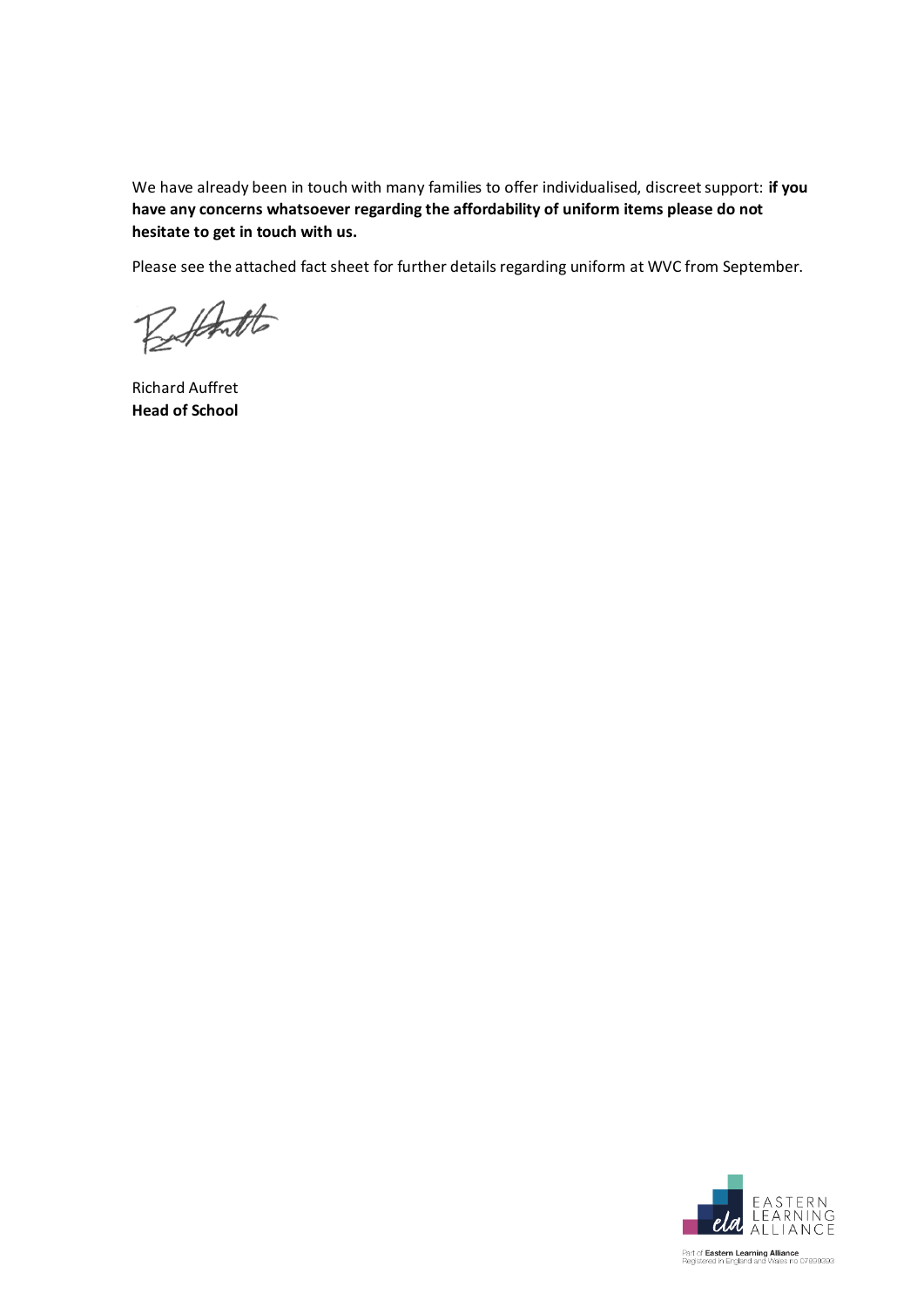We have already been in touch with many families to offer individualised, discreet support: **if you have any concerns whatsoever regarding the affordability of uniform items please do not hesitate to get in touch with us.**

Please see the attached fact sheet for further details regarding uniform at WVC from September.

Richard Auffret
**Head of School**

Part of **Eastern Learning Alliance**
Registered in England and Wales no 07899393